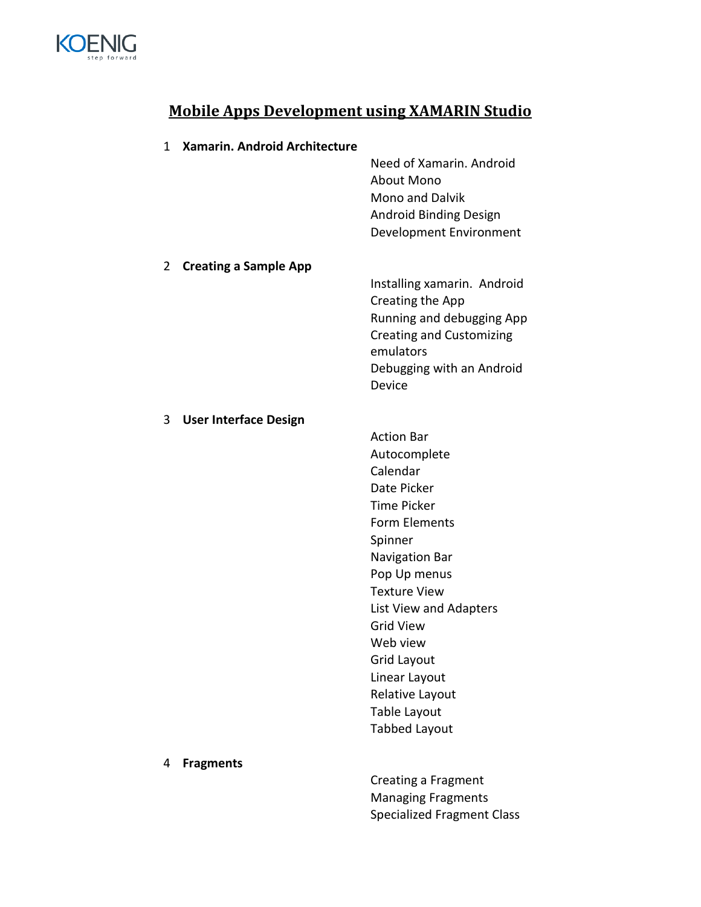KOENIG
step forward

# Mobile Apps Development using XAMARIN Studio

1 **Xamarin. Android Architecture**

- Need of Xamarin. Android
- About Mono
- Mono and Dalvik
- Android Binding Design
- Development Environment

2 **Creating a Sample App**

- Installing xamarin. Android
- Creating the App
- Running and debugging App
- Creating and Customizing emulators
- Debugging with an Android Device

3 **User Interface Design**

- Action Bar
- Autocomplete
- Calendar
- Date Picker
- Time Picker
- Form Elements
- Spinner
- Navigation Bar
- Pop Up menus
- Texture View
- List View and Adapters
- Grid View
- Web view
- Grid Layout
- Linear Layout
- Relative Layout
- Table Layout
- Tabbed Layout

4 **Fragments**

- Creating a Fragment
- Managing Fragments
- Specialized Fragment Class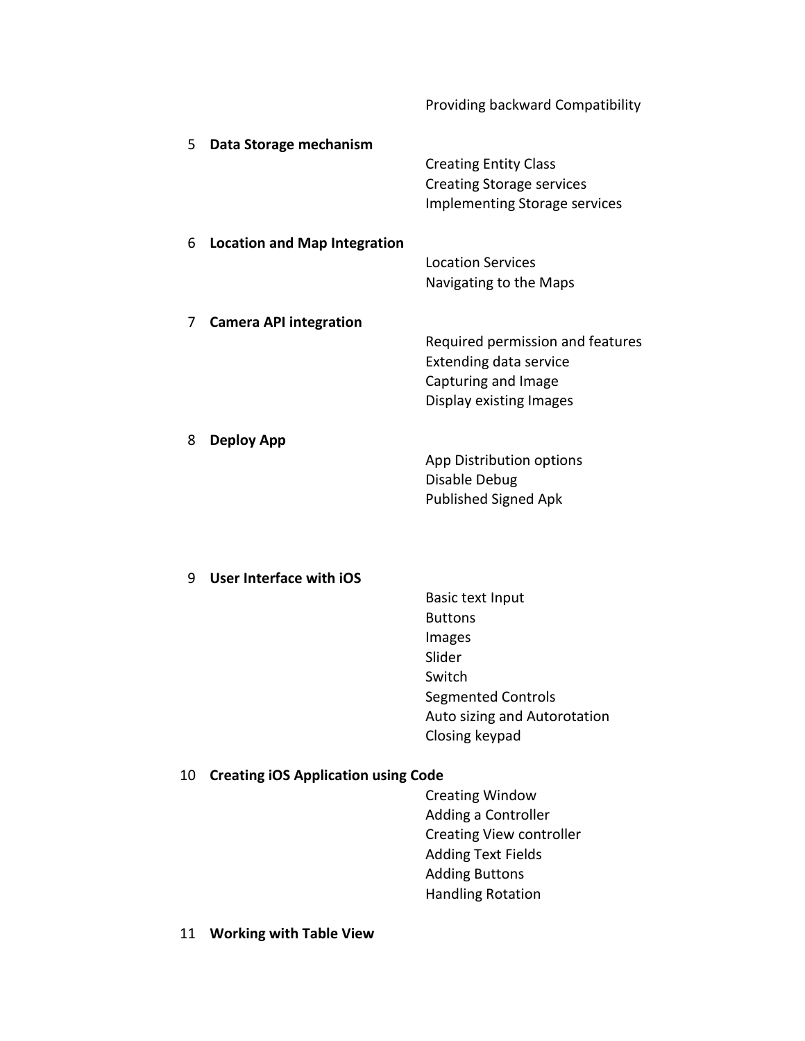Providing backward Compatibility

| | | |
|---|---|---|
| 5 | **Data Storage mechanism** | |
| | | Creating Entity Class<br>Creating Storage services<br>Implementing Storage services |
| 6 | **Location and Map Integration** | |
| | | Location Services<br>Navigating to the Maps |
| 7 | **Camera API integration** | |
| | | Required permission and features<br>Extending data service<br>Capturing and Image<br>Display existing Images |
| 8 | **Deploy App** | |
| | | App Distribution options<br>Disable Debug<br>Published Signed Apk |
| 9 | **User Interface with iOS** | |
| | | Basic text Input<br>Buttons<br>Images<br>Slider<br>Switch<br>Segmented Controls<br>Auto sizing and Autorotation<br>Closing keypad |
| 10 | **Creating iOS Application using Code** | |
| | | Creating Window<br>Adding a Controller<br>Creating View controller<br>Adding Text Fields<br>Adding Buttons<br>Handling Rotation |
| 11 | **Working with Table View** | |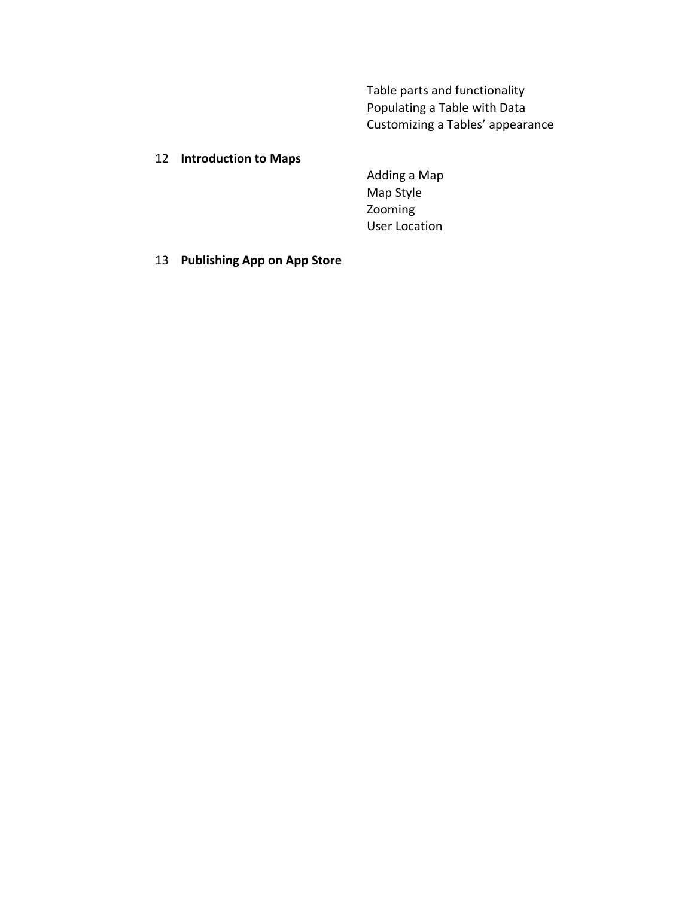Table parts and functionality
Populating a Table with Data
Customizing a Tables' appearance

12 **Introduction to Maps**

Adding a Map
Map Style
Zooming
User Location

13 **Publishing App on App Store**